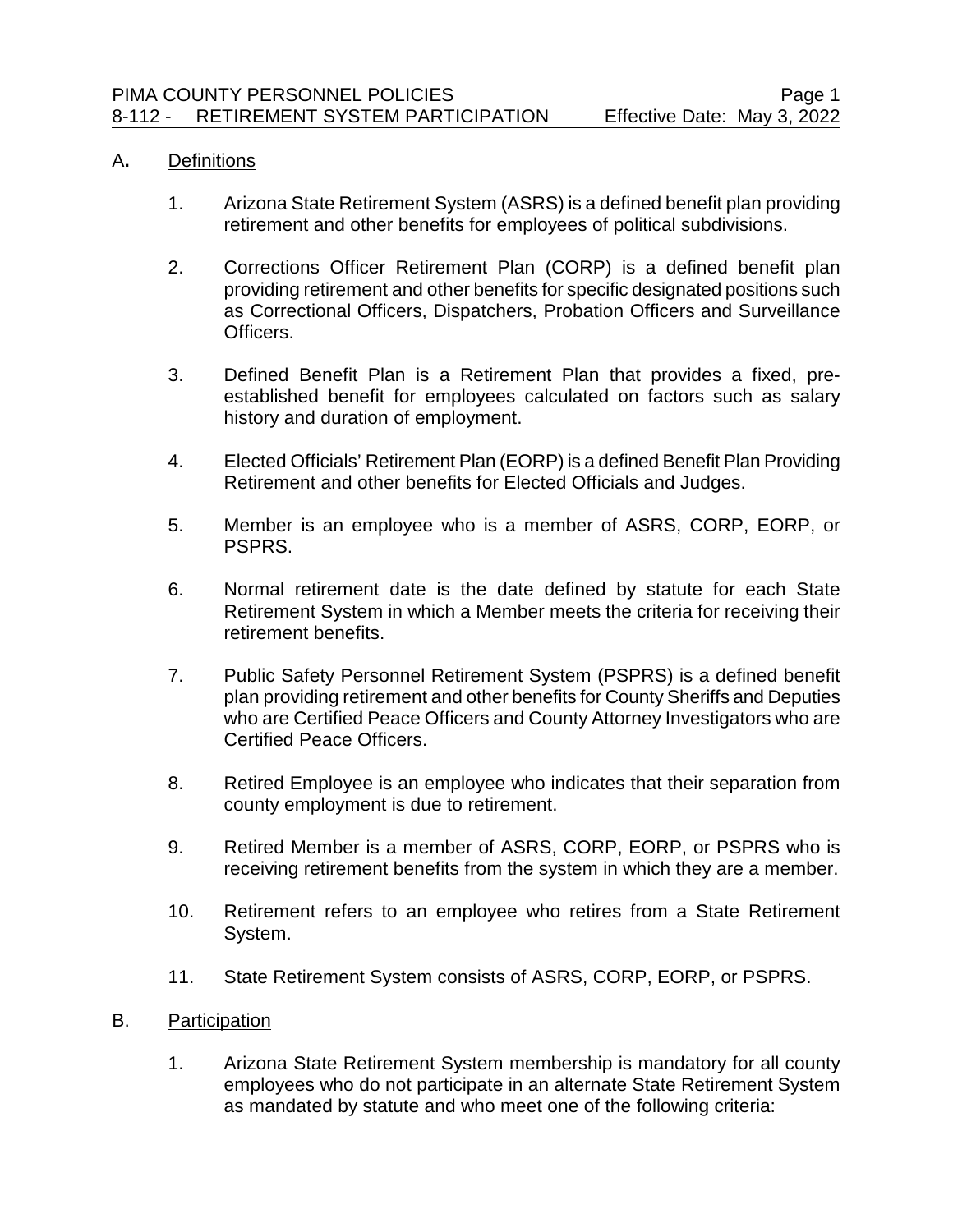## A. Definitions

1. Arizona State Retirement System (ASRS) is a defined benefit plan providing retirement and other benefits for employees of political subdivisions.

2. Corrections Officer Retirement Plan (CORP) is a defined benefit plan providing retirement and other benefits for specific designated positions such as Correctional Officers, Dispatchers, Probation Officers and Surveillance Officers.

3. Defined Benefit Plan is a Retirement Plan that provides a fixed, pre-established benefit for employees calculated on factors such as salary history and duration of employment.

4. Elected Officials' Retirement Plan (EORP) is a defined Benefit Plan Providing Retirement and other benefits for Elected Officials and Judges.

5. Member is an employee who is a member of ASRS, CORP, EORP, or PSPRS.

6. Normal retirement date is the date defined by statute for each State Retirement System in which a Member meets the criteria for receiving their retirement benefits.

7. Public Safety Personnel Retirement System (PSPRS) is a defined benefit plan providing retirement and other benefits for County Sheriffs and Deputies who are Certified Peace Officers and County Attorney Investigators who are Certified Peace Officers.

8. Retired Employee is an employee who indicates that their separation from county employment is due to retirement.

9. Retired Member is a member of ASRS, CORP, EORP, or PSPRS who is receiving retirement benefits from the system in which they are a member.

10. Retirement refers to an employee who retires from a State Retirement System.

11. State Retirement System consists of ASRS, CORP, EORP, or PSPRS.

## B. Participation

1. Arizona State Retirement System membership is mandatory for all county employees who do not participate in an alternate State Retirement System as mandated by statute and who meet one of the following criteria: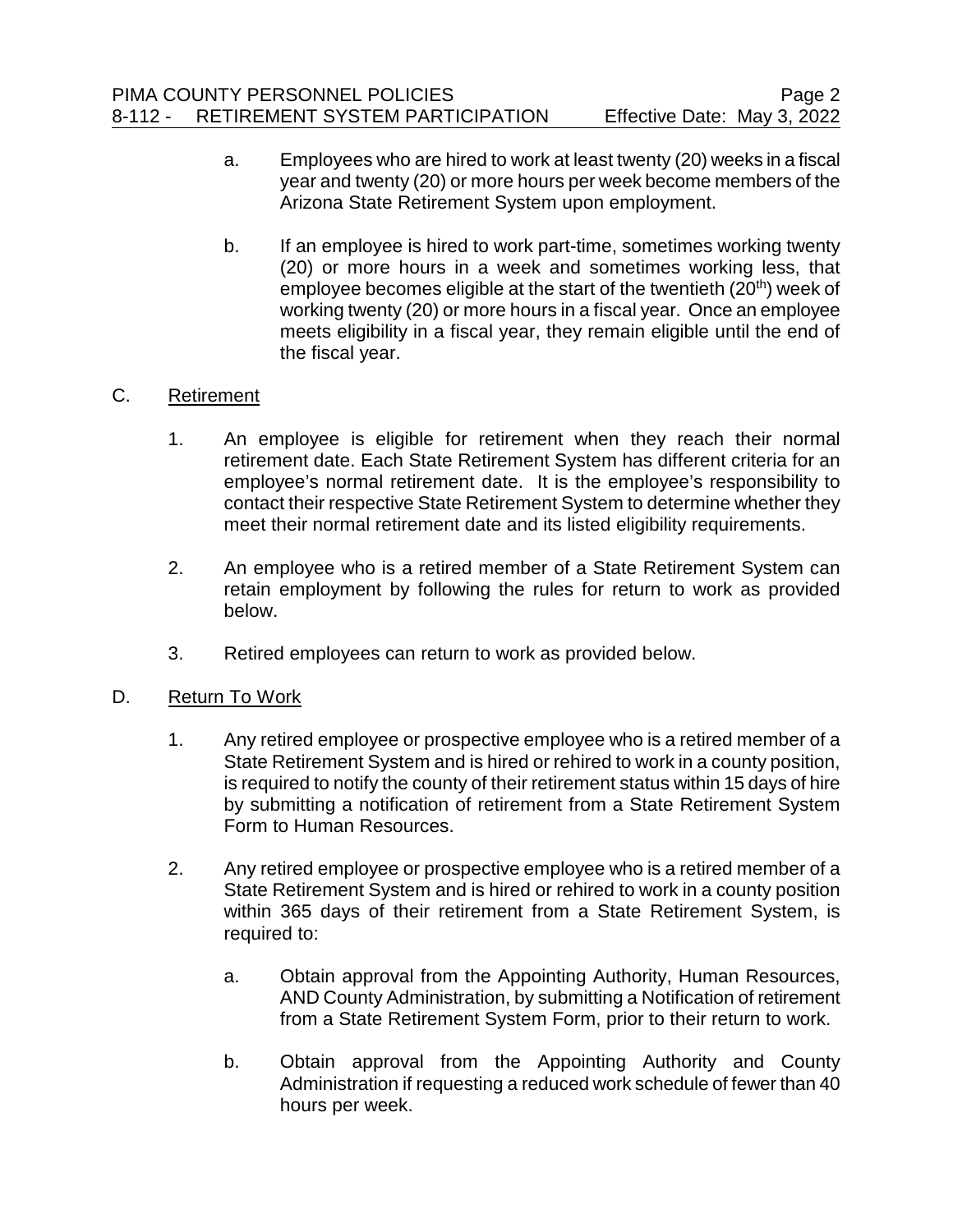a. Employees who are hired to work at least twenty (20) weeks in a fiscal year and twenty (20) or more hours per week become members of the Arizona State Retirement System upon employment.

b. If an employee is hired to work part-time, sometimes working twenty (20) or more hours in a week and sometimes working less, that employee becomes eligible at the start of the twentieth (20th) week of working twenty (20) or more hours in a fiscal year. Once an employee meets eligibility in a fiscal year, they remain eligible until the end of the fiscal year.

C. Retirement

1. An employee is eligible for retirement when they reach their normal retirement date. Each State Retirement System has different criteria for an employee's normal retirement date. It is the employee's responsibility to contact their respective State Retirement System to determine whether they meet their normal retirement date and its listed eligibility requirements.

2. An employee who is a retired member of a State Retirement System can retain employment by following the rules for return to work as provided below.

3. Retired employees can return to work as provided below.

D. Return To Work

1. Any retired employee or prospective employee who is a retired member of a State Retirement System and is hired or rehired to work in a county position, is required to notify the county of their retirement status within 15 days of hire by submitting a notification of retirement from a State Retirement System Form to Human Resources.

2. Any retired employee or prospective employee who is a retired member of a State Retirement System and is hired or rehired to work in a county position within 365 days of their retirement from a State Retirement System, is required to:

   a. Obtain approval from the Appointing Authority, Human Resources, AND County Administration, by submitting a Notification of retirement from a State Retirement System Form, prior to their return to work.

   b. Obtain approval from the Appointing Authority and County Administration if requesting a reduced work schedule of fewer than 40 hours per week.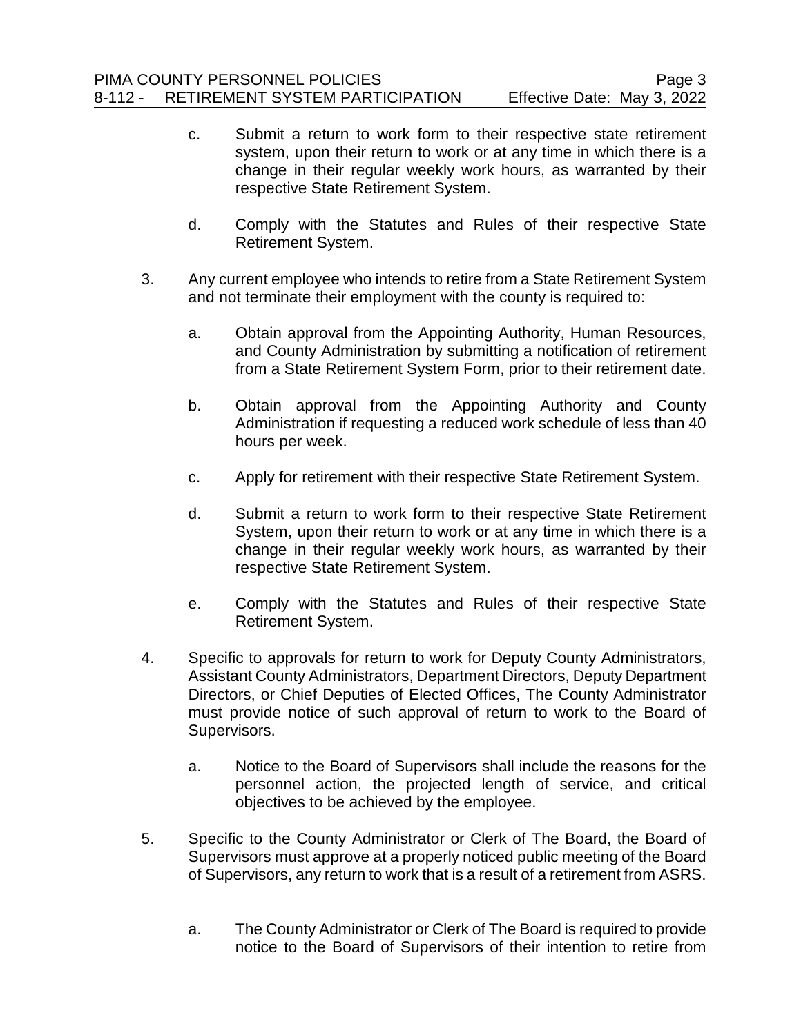c. Submit a return to work form to their respective state retirement system, upon their return to work or at any time in which there is a change in their regular weekly work hours, as warranted by their respective State Retirement System.

d. Comply with the Statutes and Rules of their respective State Retirement System.

3. Any current employee who intends to retire from a State Retirement System and not terminate their employment with the county is required to:

   a. Obtain approval from the Appointing Authority, Human Resources, and County Administration by submitting a notification of retirement from a State Retirement System Form, prior to their retirement date.

   b. Obtain approval from the Appointing Authority and County Administration if requesting a reduced work schedule of less than 40 hours per week.

   c. Apply for retirement with their respective State Retirement System.

   d. Submit a return to work form to their respective State Retirement System, upon their return to work or at any time in which there is a change in their regular weekly work hours, as warranted by their respective State Retirement System.

   e. Comply with the Statutes and Rules of their respective State Retirement System.

4. Specific to approvals for return to work for Deputy County Administrators, Assistant County Administrators, Department Directors, Deputy Department Directors, or Chief Deputies of Elected Offices, The County Administrator must provide notice of such approval of return to work to the Board of Supervisors.

   a. Notice to the Board of Supervisors shall include the reasons for the personnel action, the projected length of service, and critical objectives to be achieved by the employee.

5. Specific to the County Administrator or Clerk of The Board, the Board of Supervisors must approve at a properly noticed public meeting of the Board of Supervisors, any return to work that is a result of a retirement from ASRS.

   a. The County Administrator or Clerk of The Board is required to provide notice to the Board of Supervisors of their intention to retire from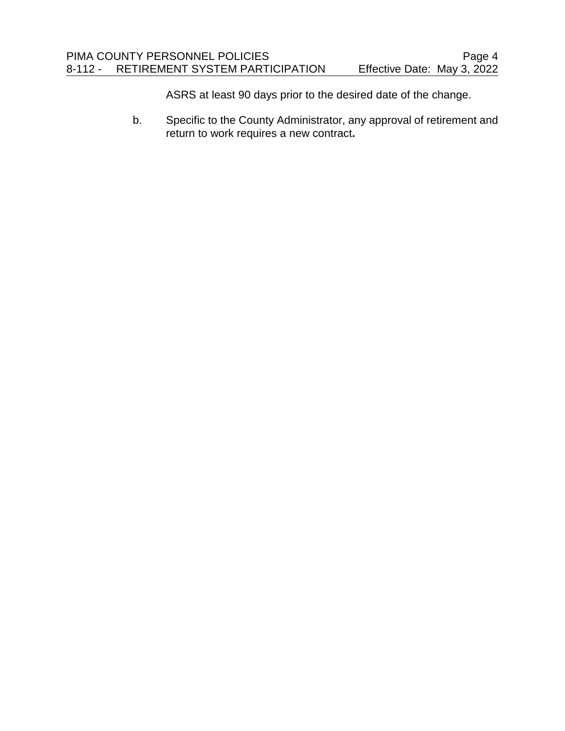ASRS at least 90 days prior to the desired date of the change.

b. Specific to the County Administrator, any approval of retirement and return to work requires a new contract**.**